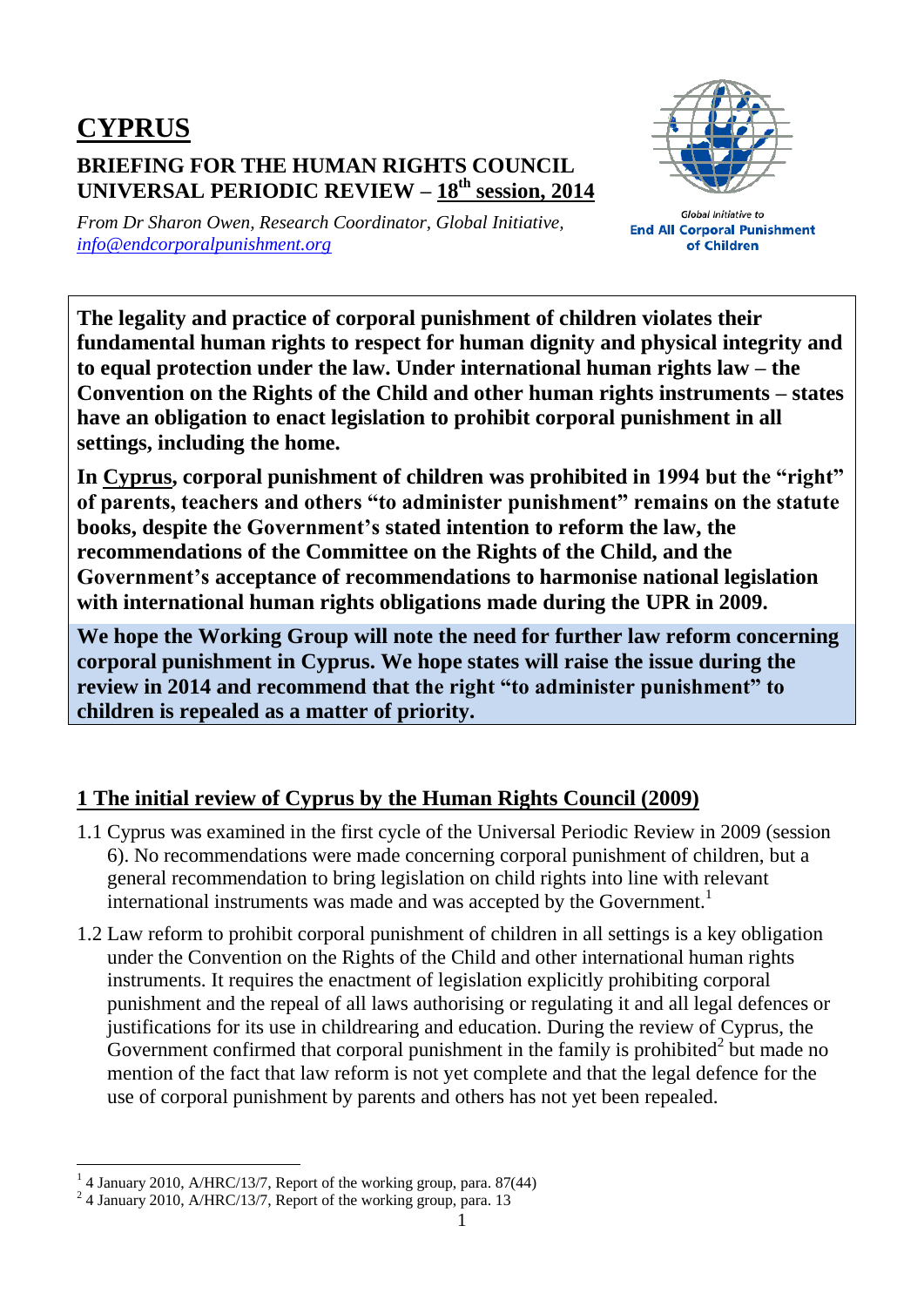# CYPRUS

## BRIEFING FOR THE HUMAN RIGHTS COUNCIL UNIVERSAL PERIODIC REVIEW – 18th session, 2014

*From Dr Sharon Owen, Research Coordinator, Global Initiative, info@endcorporalpunishment.org*

Global Initiative to
**End All Corporal Punishment of Children**

**The legality and practice of corporal punishment of children violates their fundamental human rights to respect for human dignity and physical integrity and to equal protection under the law. Under international human rights law – the Convention on the Rights of the Child and other human rights instruments – states have an obligation to enact legislation to prohibit corporal punishment in all settings, including the home.**

**In Cyprus, corporal punishment of children was prohibited in 1994 but the "right" of parents, teachers and others "to administer punishment" remains on the statute books, despite the Government's stated intention to reform the law, the recommendations of the Committee on the Rights of the Child, and the Government's acceptance of recommendations to harmonise national legislation with international human rights obligations made during the UPR in 2009.**

**We hope the Working Group will note the need for further law reform concerning corporal punishment in Cyprus. We hope states will raise the issue during the review in 2014 and recommend that the right "to administer punishment" to children is repealed as a matter of priority.**

## 1 The initial review of Cyprus by the Human Rights Council (2009)

1.1 Cyprus was examined in the first cycle of the Universal Periodic Review in 2009 (session 6). No recommendations were made concerning corporal punishment of children, but a general recommendation to bring legislation on child rights into line with relevant international instruments was made and was accepted by the Government.[1]

1.2 Law reform to prohibit corporal punishment of children in all settings is a key obligation under the Convention on the Rights of the Child and other international human rights instruments. It requires the enactment of legislation explicitly prohibiting corporal punishment and the repeal of all laws authorising or regulating it and all legal defences or justifications for its use in childrearing and education. During the review of Cyprus, the Government confirmed that corporal punishment in the family is prohibited[2] but made no mention of the fact that law reform is not yet complete and that the legal defence for the use of corporal punishment by parents and others has not yet been repealed.

[1] 4 January 2010, A/HRC/13/7, Report of the working group, para. 87(44)
[2] 4 January 2010, A/HRC/13/7, Report of the working group, para. 13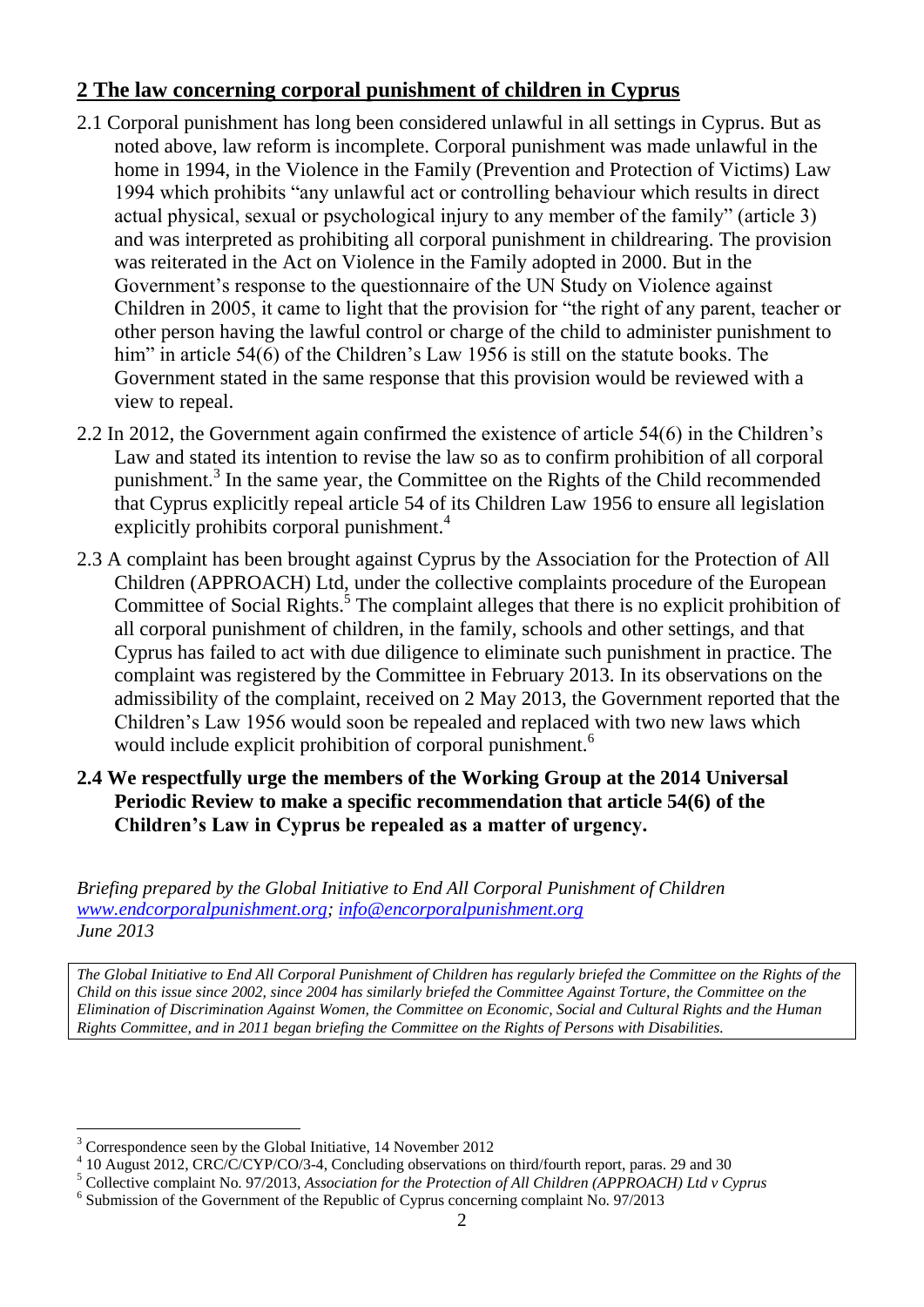## 2 The law concerning corporal punishment of children in Cyprus

2.1 Corporal punishment has long been considered unlawful in all settings in Cyprus. But as noted above, law reform is incomplete. Corporal punishment was made unlawful in the home in 1994, in the Violence in the Family (Prevention and Protection of Victims) Law 1994 which prohibits "any unlawful act or controlling behaviour which results in direct actual physical, sexual or psychological injury to any member of the family" (article 3) and was interpreted as prohibiting all corporal punishment in childrearing. The provision was reiterated in the Act on Violence in the Family adopted in 2000. But in the Government's response to the questionnaire of the UN Study on Violence against Children in 2005, it came to light that the provision for "the right of any parent, teacher or other person having the lawful control or charge of the child to administer punishment to him" in article 54(6) of the Children's Law 1956 is still on the statute books. The Government stated in the same response that this provision would be reviewed with a view to repeal.

2.2 In 2012, the Government again confirmed the existence of article 54(6) in the Children's Law and stated its intention to revise the law so as to confirm prohibition of all corporal punishment.[3] In the same year, the Committee on the Rights of the Child recommended that Cyprus explicitly repeal article 54 of its Children Law 1956 to ensure all legislation explicitly prohibits corporal punishment.[4]

2.3 A complaint has been brought against Cyprus by the Association for the Protection of All Children (APPROACH) Ltd, under the collective complaints procedure of the European Committee of Social Rights.[5] The complaint alleges that there is no explicit prohibition of all corporal punishment of children, in the family, schools and other settings, and that Cyprus has failed to act with due diligence to eliminate such punishment in practice. The complaint was registered by the Committee in February 2013. In its observations on the admissibility of the complaint, received on 2 May 2013, the Government reported that the Children's Law 1956 would soon be repealed and replaced with two new laws which would include explicit prohibition of corporal punishment.[6]

**2.4 We respectfully urge the members of the Working Group at the 2014 Universal Periodic Review to make a specific recommendation that article 54(6) of the Children's Law in Cyprus be repealed as a matter of urgency.**

*Briefing prepared by the Global Initiative to End All Corporal Punishment of Children*
*www.endcorporalpunishment.org; info@encorporalpunishment.org*
*June 2013*

*The Global Initiative to End All Corporal Punishment of Children has regularly briefed the Committee on the Rights of the Child on this issue since 2002, since 2004 has similarly briefed the Committee Against Torture, the Committee on the Elimination of Discrimination Against Women, the Committee on Economic, Social and Cultural Rights and the Human Rights Committee, and in 2011 began briefing the Committee on the Rights of Persons with Disabilities.*

---

[3] Correspondence seen by the Global Initiative, 14 November 2012

[4] 10 August 2012, CRC/C/CYP/CO/3-4, Concluding observations on third/fourth report, paras. 29 and 30

[5] Collective complaint No. 97/2013, *Association for the Protection of All Children (APPROACH) Ltd v Cyprus*

[6] Submission of the Government of the Republic of Cyprus concerning complaint No. 97/2013